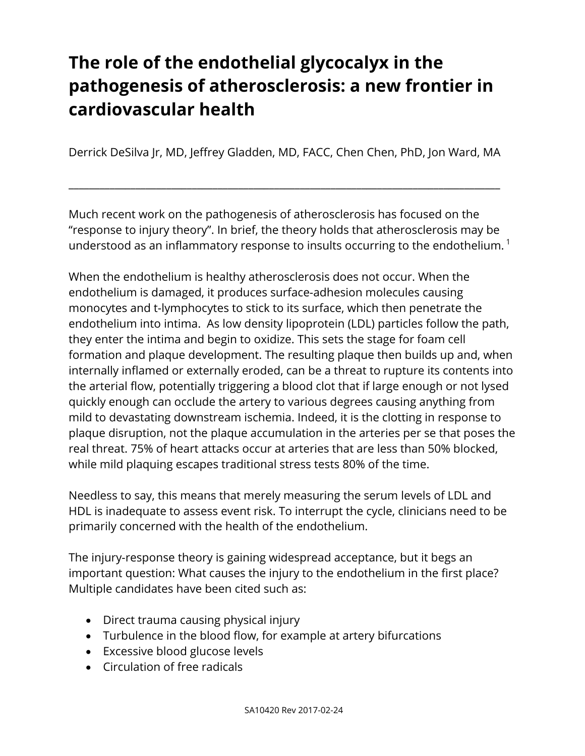# The role of the endothelial glycocalyx in the pathogenesis of atherosclerosis: a new frontier in cardiovascular health

Derrick DeSilva Jr, MD, Jeffrey Gladden, MD, FACC, Chen Chen, PhD, Jon Ward, MA

---

Much recent work on the pathogenesis of atherosclerosis has focused on the "response to injury theory". In brief, the theory holds that atherosclerosis may be understood as an inflammatory response to insults occurring to the endothelium. [1]

When the endothelium is healthy atherosclerosis does not occur. When the endothelium is damaged, it produces surface-adhesion molecules causing monocytes and t-lymphocytes to stick to its surface, which then penetrate the endothelium into intima. As low density lipoprotein (LDL) particles follow the path, they enter the intima and begin to oxidize. This sets the stage for foam cell formation and plaque development. The resulting plaque then builds up and, when internally inflamed or externally eroded, can be a threat to rupture its contents into the arterial flow, potentially triggering a blood clot that if large enough or not lysed quickly enough can occlude the artery to various degrees causing anything from mild to devastating downstream ischemia. Indeed, it is the clotting in response to plaque disruption, not the plaque accumulation in the arteries per se that poses the real threat. 75% of heart attacks occur at arteries that are less than 50% blocked, while mild plaquing escapes traditional stress tests 80% of the time.

Needless to say, this means that merely measuring the serum levels of LDL and HDL is inadequate to assess event risk. To interrupt the cycle, clinicians need to be primarily concerned with the health of the endothelium.

The injury-response theory is gaining widespread acceptance, but it begs an important question: What causes the injury to the endothelium in the first place? Multiple candidates have been cited such as:

- Direct trauma causing physical injury
- Turbulence in the blood flow, for example at artery bifurcations
- Excessive blood glucose levels
- Circulation of free radicals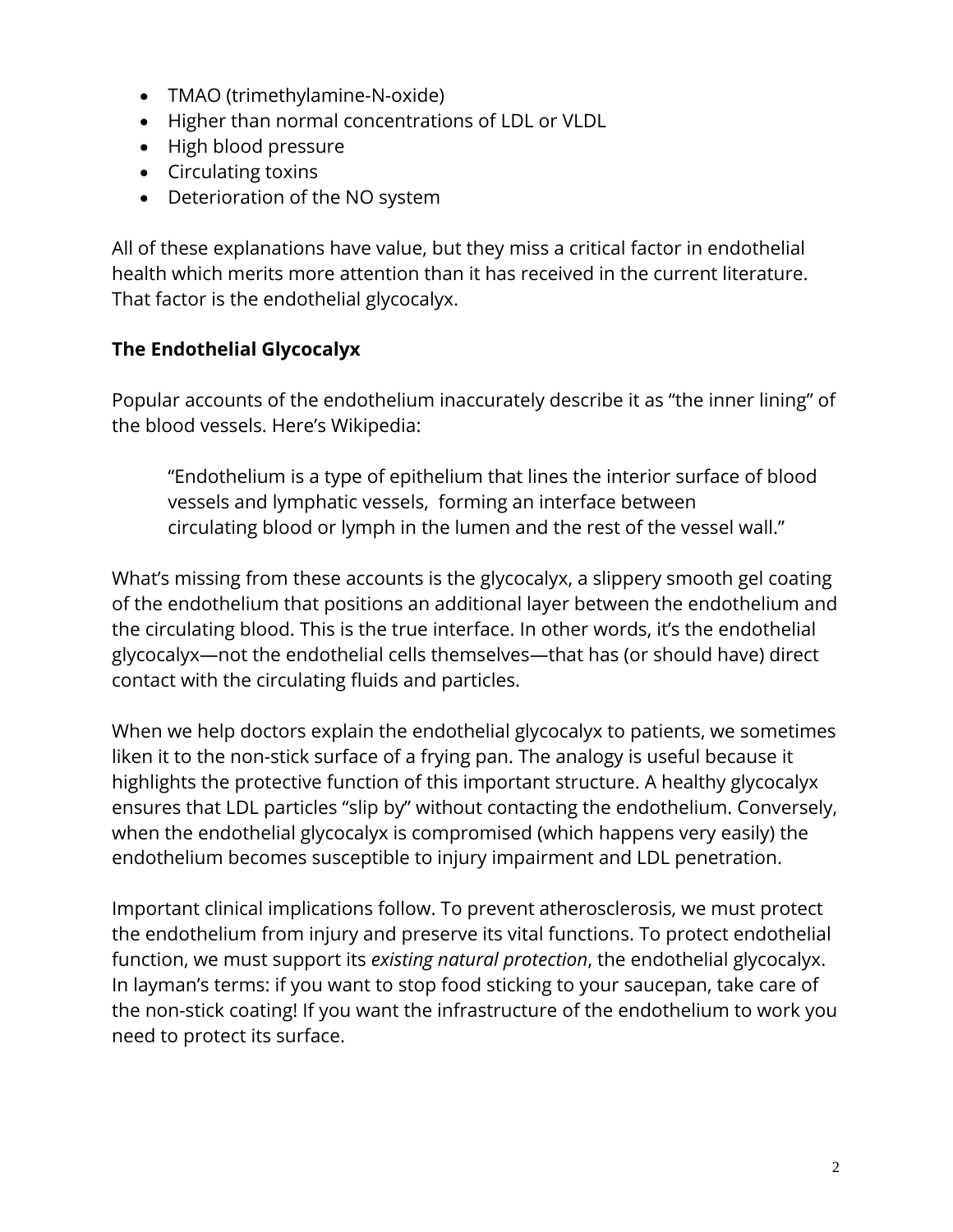- TMAO (trimethylamine-N-oxide)
- Higher than normal concentrations of LDL or VLDL
- High blood pressure
- Circulating toxins
- Deterioration of the NO system

All of these explanations have value, but they miss a critical factor in endothelial health which merits more attention than it has received in the current literature. That factor is the endothelial glycocalyx.

## The Endothelial Glycocalyx

Popular accounts of the endothelium inaccurately describe it as "the inner lining" of the blood vessels. Here's Wikipedia:

> "Endothelium is a type of epithelium that lines the interior surface of blood vessels and lymphatic vessels, forming an interface between circulating blood or lymph in the lumen and the rest of the vessel wall."

What's missing from these accounts is the glycocalyx, a slippery smooth gel coating of the endothelium that positions an additional layer between the endothelium and the circulating blood. This is the true interface. In other words, it's the endothelial glycocalyx—not the endothelial cells themselves—that has (or should have) direct contact with the circulating fluids and particles.

When we help doctors explain the endothelial glycocalyx to patients, we sometimes liken it to the non-stick surface of a frying pan. The analogy is useful because it highlights the protective function of this important structure. A healthy glycocalyx ensures that LDL particles "slip by" without contacting the endothelium. Conversely, when the endothelial glycocalyx is compromised (which happens very easily) the endothelium becomes susceptible to injury impairment and LDL penetration.

Important clinical implications follow. To prevent atherosclerosis, we must protect the endothelium from injury and preserve its vital functions. To protect endothelial function, we must support its *existing natural protection*, the endothelial glycocalyx. In layman's terms: if you want to stop food sticking to your saucepan, take care of the non-stick coating! If you want the infrastructure of the endothelium to work you need to protect its surface.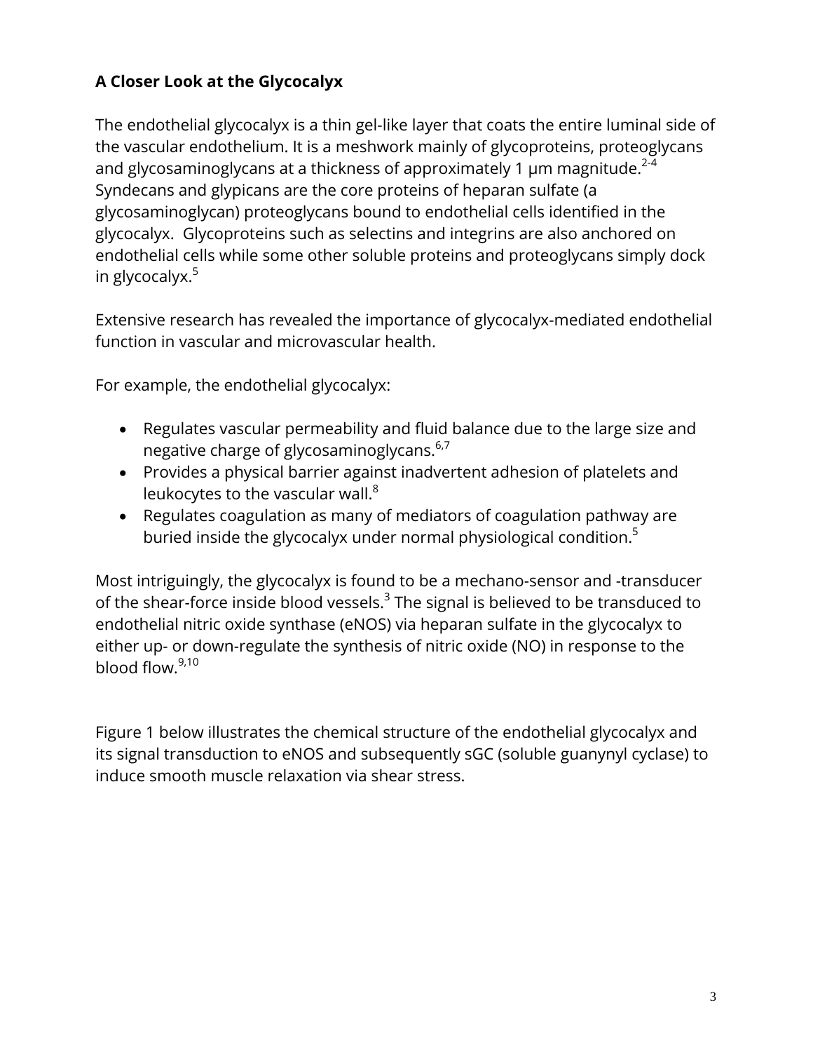## A Closer Look at the Glycocalyx

The endothelial glycocalyx is a thin gel-like layer that coats the entire luminal side of the vascular endothelium. It is a meshwork mainly of glycoproteins, proteoglycans and glycosaminoglycans at a thickness of approximately 1 μm magnitude.[2-4] Syndecans and glypicans are the core proteins of heparan sulfate (a glycosaminoglycan) proteoglycans bound to endothelial cells identified in the glycocalyx. Glycoproteins such as selectins and integrins are also anchored on endothelial cells while some other soluble proteins and proteoglycans simply dock in glycocalyx.[5]

Extensive research has revealed the importance of glycocalyx-mediated endothelial function in vascular and microvascular health.

For example, the endothelial glycocalyx:

- Regulates vascular permeability and fluid balance due to the large size and negative charge of glycosaminoglycans.[6,7]
- Provides a physical barrier against inadvertent adhesion of platelets and leukocytes to the vascular wall.[8]
- Regulates coagulation as many of mediators of coagulation pathway are buried inside the glycocalyx under normal physiological condition.[5]

Most intriguingly, the glycocalyx is found to be a mechano-sensor and -transducer of the shear-force inside blood vessels.[3] The signal is believed to be transduced to endothelial nitric oxide synthase (eNOS) via heparan sulfate in the glycocalyx to either up- or down-regulate the synthesis of nitric oxide (NO) in response to the blood flow.[9,10]

Figure 1 below illustrates the chemical structure of the endothelial glycocalyx and its signal transduction to eNOS and subsequently sGC (soluble guanynyl cyclase) to induce smooth muscle relaxation via shear stress.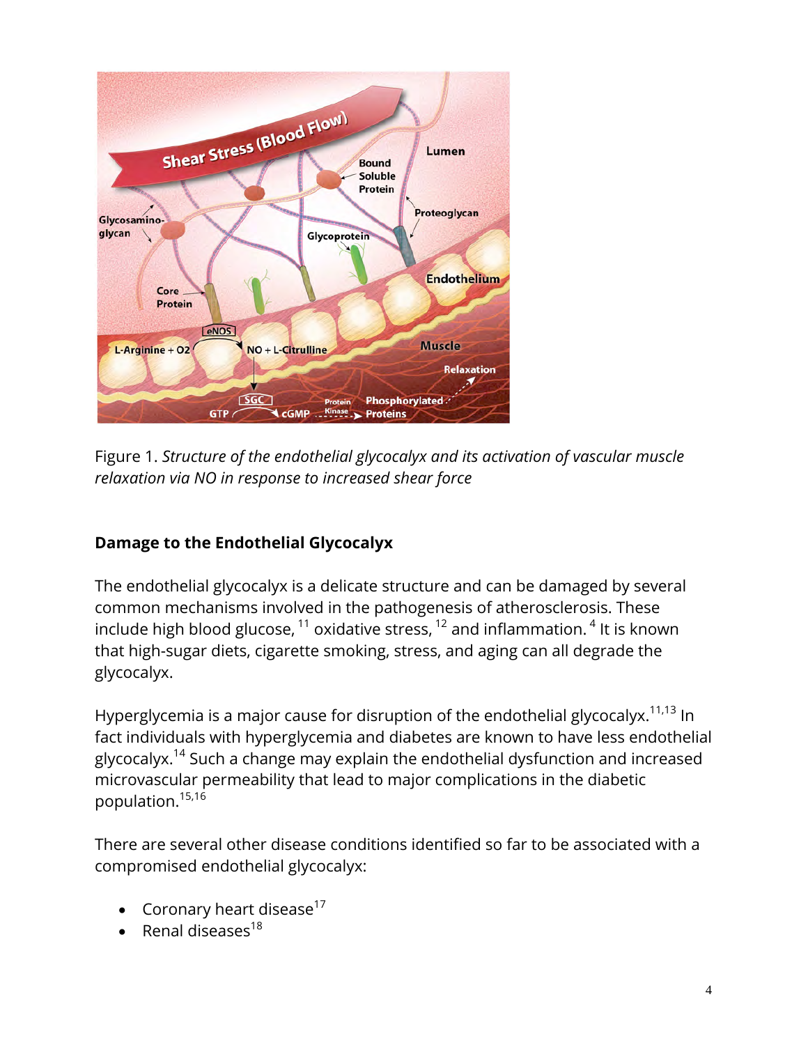Figure 1. *Structure of the endothelial glycocalyx and its activation of vascular muscle relaxation via NO in response to increased shear force*

### Damage to the Endothelial Glycocalyx

The endothelial glycocalyx is a delicate structure and can be damaged by several common mechanisms involved in the pathogenesis of atherosclerosis. These include high blood glucose, [11] oxidative stress, [12] and inflammation. [4] It is known that high-sugar diets, cigarette smoking, stress, and aging can all degrade the glycocalyx.

Hyperglycemia is a major cause for disruption of the endothelial glycocalyx.[11,13] In fact individuals with hyperglycemia and diabetes are known to have less endothelial glycocalyx.[14] Such a change may explain the endothelial dysfunction and increased microvascular permeability that lead to major complications in the diabetic population.[15,16]

There are several other disease conditions identified so far to be associated with a compromised endothelial glycocalyx:

- Coronary heart disease[17]
- Renal diseases[18]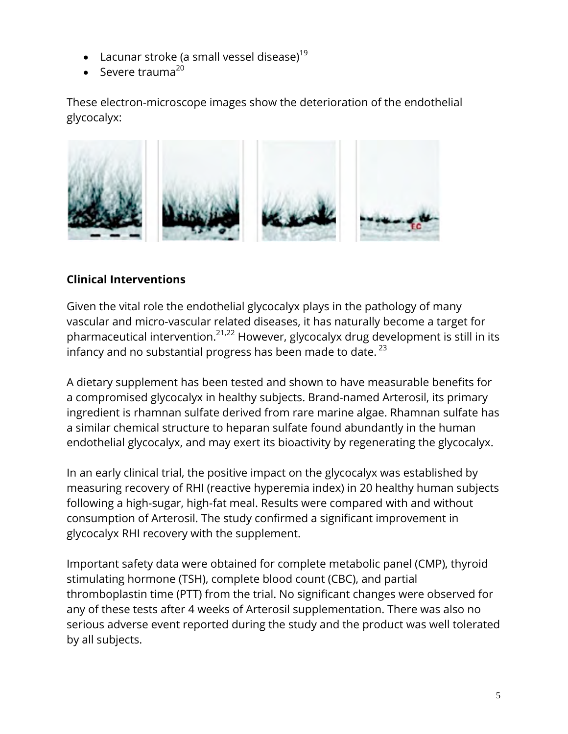- Lacunar stroke (a small vessel disease)[19]
- Severe trauma[20]

These electron-microscope images show the deterioration of the endothelial glycocalyx:

## Clinical Interventions

Given the vital role the endothelial glycocalyx plays in the pathology of many vascular and micro-vascular related diseases, it has naturally become a target for pharmaceutical intervention.[21,22] However, glycocalyx drug development is still in its infancy and no substantial progress has been made to date.[23]

A dietary supplement has been tested and shown to have measurable benefits for a compromised glycocalyx in healthy subjects. Brand-named Arterosil, its primary ingredient is rhamnan sulfate derived from rare marine algae. Rhamnan sulfate has a similar chemical structure to heparan sulfate found abundantly in the human endothelial glycocalyx, and may exert its bioactivity by regenerating the glycocalyx.

In an early clinical trial, the positive impact on the glycocalyx was established by measuring recovery of RHI (reactive hyperemia index) in 20 healthy human subjects following a high-sugar, high-fat meal. Results were compared with and without consumption of Arterosil. The study confirmed a significant improvement in glycocalyx RHI recovery with the supplement.

Important safety data were obtained for complete metabolic panel (CMP), thyroid stimulating hormone (TSH), complete blood count (CBC), and partial thromboplastin time (PTT) from the trial. No significant changes were observed for any of these tests after 4 weeks of Arterosil supplementation. There was also no serious adverse event reported during the study and the product was well tolerated by all subjects.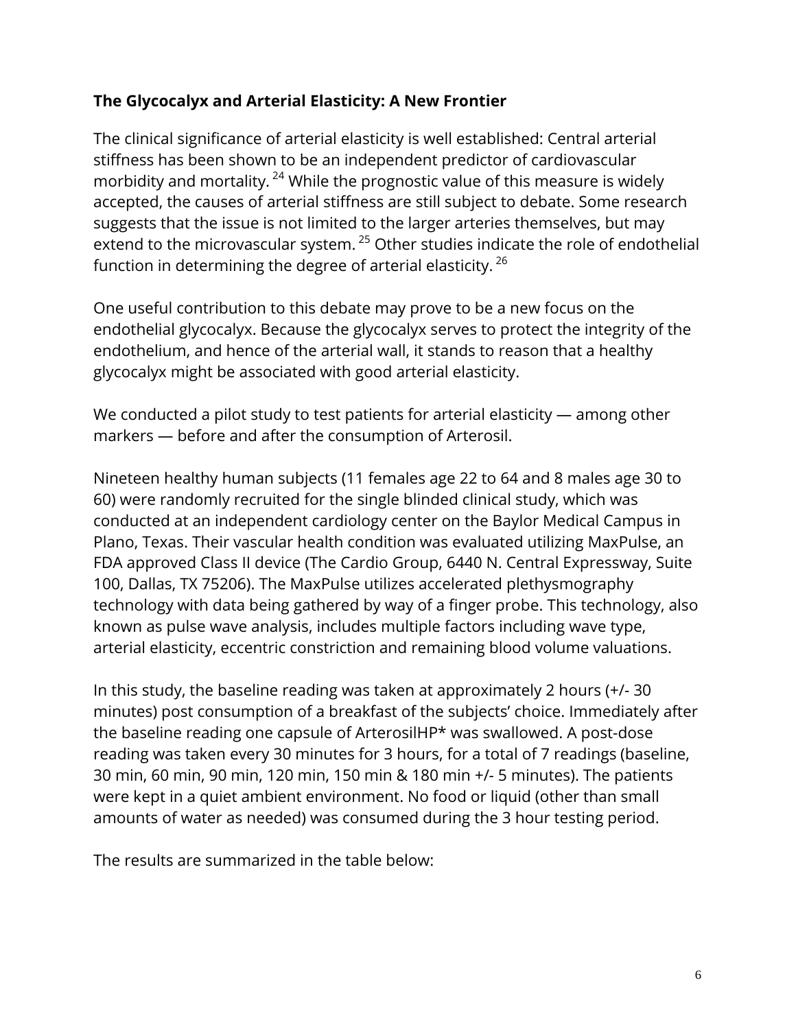**The Glycocalyx and Arterial Elasticity: A New Frontier**

The clinical significance of arterial elasticity is well established: Central arterial stiffness has been shown to be an independent predictor of cardiovascular morbidity and mortality. [24] While the prognostic value of this measure is widely accepted, the causes of arterial stiffness are still subject to debate. Some research suggests that the issue is not limited to the larger arteries themselves, but may extend to the microvascular system. [25] Other studies indicate the role of endothelial function in determining the degree of arterial elasticity. [26]

One useful contribution to this debate may prove to be a new focus on the endothelial glycocalyx. Because the glycocalyx serves to protect the integrity of the endothelium, and hence of the arterial wall, it stands to reason that a healthy glycocalyx might be associated with good arterial elasticity.

We conducted a pilot study to test patients for arterial elasticity — among other markers — before and after the consumption of Arterosil.

Nineteen healthy human subjects (11 females age 22 to 64 and 8 males age 30 to 60) were randomly recruited for the single blinded clinical study, which was conducted at an independent cardiology center on the Baylor Medical Campus in Plano, Texas. Their vascular health condition was evaluated utilizing MaxPulse, an FDA approved Class II device (The Cardio Group, 6440 N. Central Expressway, Suite 100, Dallas, TX 75206). The MaxPulse utilizes accelerated plethysmography technology with data being gathered by way of a finger probe. This technology, also known as pulse wave analysis, includes multiple factors including wave type, arterial elasticity, eccentric constriction and remaining blood volume valuations.

In this study, the baseline reading was taken at approximately 2 hours (+/- 30 minutes) post consumption of a breakfast of the subjects' choice. Immediately after the baseline reading one capsule of ArterosilHP* was swallowed. A post-dose reading was taken every 30 minutes for 3 hours, for a total of 7 readings (baseline, 30 min, 60 min, 90 min, 120 min, 150 min & 180 min +/- 5 minutes). The patients were kept in a quiet ambient environment. No food or liquid (other than small amounts of water as needed) was consumed during the 3 hour testing period.

The results are summarized in the table below: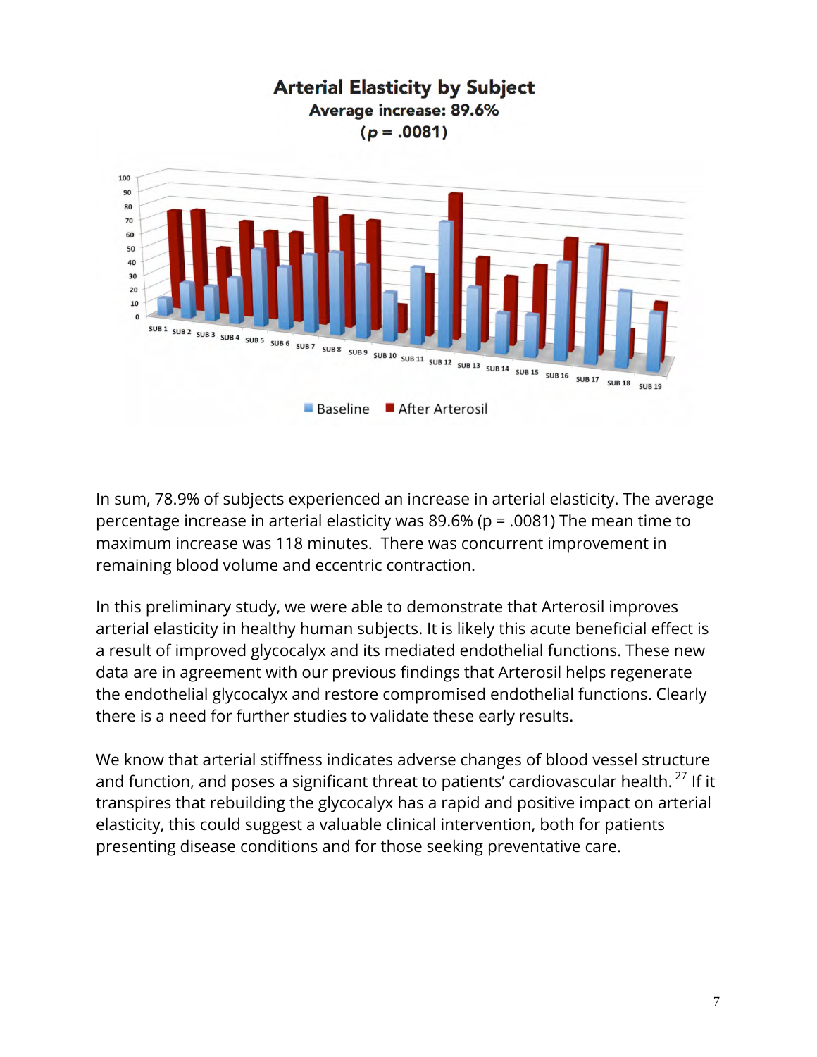**Arterial Elasticity by Subject**

**Average increase: 89.6%**

**(*p* = .0081)**

In sum, 78.9% of subjects experienced an increase in arterial elasticity. The average percentage increase in arterial elasticity was 89.6% ($p = .0081$) The mean time to maximum increase was 118 minutes. There was concurrent improvement in remaining blood volume and eccentric contraction.

In this preliminary study, we were able to demonstrate that Arterosil improves arterial elasticity in healthy human subjects. It is likely this acute beneficial effect is a result of improved glycocalyx and its mediated endothelial functions. These new data are in agreement with our previous findings that Arterosil helps regenerate the endothelial glycocalyx and restore compromised endothelial functions. Clearly there is a need for further studies to validate these early results.

We know that arterial stiffness indicates adverse changes of blood vessel structure and function, and poses a significant threat to patients' cardiovascular health.[27] If it transpires that rebuilding the glycocalyx has a rapid and positive impact on arterial elasticity, this could suggest a valuable clinical intervention, both for patients presenting disease conditions and for those seeking preventative care.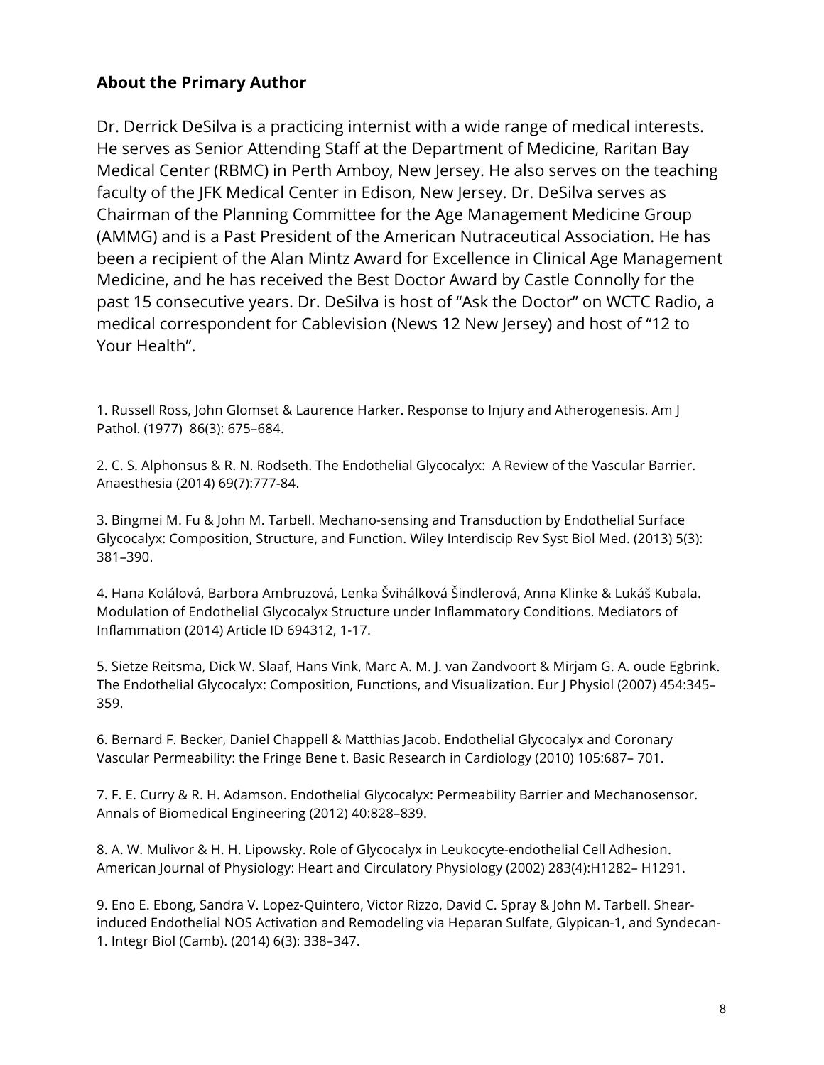## About the Primary Author

Dr. Derrick DeSilva is a practicing internist with a wide range of medical interests. He serves as Senior Attending Staff at the Department of Medicine, Raritan Bay Medical Center (RBMC) in Perth Amboy, New Jersey. He also serves on the teaching faculty of the JFK Medical Center in Edison, New Jersey. Dr. DeSilva serves as Chairman of the Planning Committee for the Age Management Medicine Group (AMMG) and is a Past President of the American Nutraceutical Association. He has been a recipient of the Alan Mintz Award for Excellence in Clinical Age Management Medicine, and he has received the Best Doctor Award by Castle Connolly for the past 15 consecutive years. Dr. DeSilva is host of "Ask the Doctor" on WCTC Radio, a medical correspondent for Cablevision (News 12 New Jersey) and host of "12 to Your Health".

1. Russell Ross, John Glomset & Laurence Harker. Response to Injury and Atherogenesis. Am J Pathol. (1977) 86(3): 675–684.

2. C. S. Alphonsus & R. N. Rodseth. The Endothelial Glycocalyx: A Review of the Vascular Barrier. Anaesthesia (2014) 69(7):777-84.

3. Bingmei M. Fu & John M. Tarbell. Mechano-sensing and Transduction by Endothelial Surface Glycocalyx: Composition, Structure, and Function. Wiley Interdiscip Rev Syst Biol Med. (2013) 5(3): 381–390.

4. Hana Kolálová, Barbora Ambruzová, Lenka Švihálková Šindlerová, Anna Klinke & Lukáš Kubala. Modulation of Endothelial Glycocalyx Structure under Inflammatory Conditions. Mediators of Inflammation (2014) Article ID 694312, 1-17.

5. Sietze Reitsma, Dick W. Slaaf, Hans Vink, Marc A. M. J. van Zandvoort & Mirjam G. A. oude Egbrink. The Endothelial Glycocalyx: Composition, Functions, and Visualization. Eur J Physiol (2007) 454:345–359.

6. Bernard F. Becker, Daniel Chappell & Matthias Jacob. Endothelial Glycocalyx and Coronary Vascular Permeability: the Fringe Bene t. Basic Research in Cardiology (2010) 105:687– 701.

7. F. E. Curry & R. H. Adamson. Endothelial Glycocalyx: Permeability Barrier and Mechanosensor. Annals of Biomedical Engineering (2012) 40:828–839.

8. A. W. Mulivor & H. H. Lipowsky. Role of Glycocalyx in Leukocyte-endothelial Cell Adhesion. American Journal of Physiology: Heart and Circulatory Physiology (2002) 283(4):H1282– H1291.

9. Eno E. Ebong, Sandra V. Lopez-Quintero, Victor Rizzo, David C. Spray & John M. Tarbell. Shear-induced Endothelial NOS Activation and Remodeling via Heparan Sulfate, Glypican-1, and Syndecan-1. Integr Biol (Camb). (2014) 6(3): 338–347.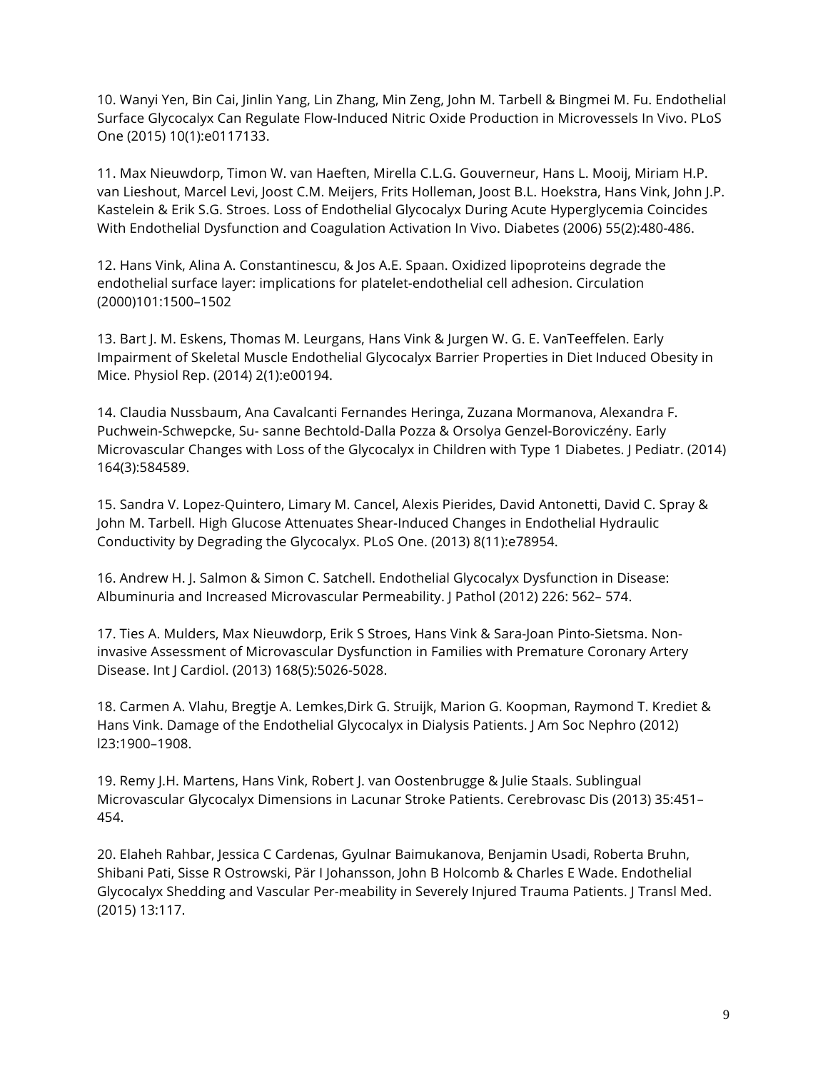10. Wanyi Yen, Bin Cai, Jinlin Yang, Lin Zhang, Min Zeng, John M. Tarbell & Bingmei M. Fu. Endothelial Surface Glycocalyx Can Regulate Flow-Induced Nitric Oxide Production in Microvessels In Vivo. PLoS One (2015) 10(1):e0117133.

11. Max Nieuwdorp, Timon W. van Haeften, Mirella C.L.G. Gouverneur, Hans L. Mooij, Miriam H.P. van Lieshout, Marcel Levi, Joost C.M. Meijers, Frits Holleman, Joost B.L. Hoekstra, Hans Vink, John J.P. Kastelein & Erik S.G. Stroes. Loss of Endothelial Glycocalyx During Acute Hyperglycemia Coincides With Endothelial Dysfunction and Coagulation Activation In Vivo. Diabetes (2006) 55(2):480-486.

12. Hans Vink, Alina A. Constantinescu, & Jos A.E. Spaan. Oxidized lipoproteins degrade the endothelial surface layer: implications for platelet-endothelial cell adhesion. Circulation (2000)101:1500–1502

13. Bart J. M. Eskens, Thomas M. Leurgans, Hans Vink & Jurgen W. G. E. VanTeeffelen. Early Impairment of Skeletal Muscle Endothelial Glycocalyx Barrier Properties in Diet Induced Obesity in Mice. Physiol Rep. (2014) 2(1):e00194.

14. Claudia Nussbaum, Ana Cavalcanti Fernandes Heringa, Zuzana Mormanova, Alexandra F. Puchwein-Schwepcke, Su- sanne Bechtold-Dalla Pozza & Orsolya Genzel-Boroviczény. Early Microvascular Changes with Loss of the Glycocalyx in Children with Type 1 Diabetes. J Pediatr. (2014) 164(3):584589.

15. Sandra V. Lopez-Quintero, Limary M. Cancel, Alexis Pierides, David Antonetti, David C. Spray & John M. Tarbell. High Glucose Attenuates Shear-Induced Changes in Endothelial Hydraulic Conductivity by Degrading the Glycocalyx. PLoS One. (2013) 8(11):e78954.

16. Andrew H. J. Salmon & Simon C. Satchell. Endothelial Glycocalyx Dysfunction in Disease: Albuminuria and Increased Microvascular Permeability. J Pathol (2012) 226: 562– 574.

17. Ties A. Mulders, Max Nieuwdorp, Erik S Stroes, Hans Vink & Sara-Joan Pinto-Sietsma. Non-invasive Assessment of Microvascular Dysfunction in Families with Premature Coronary Artery Disease. Int J Cardiol. (2013) 168(5):5026-5028.

18. Carmen A. Vlahu, Bregtje A. Lemkes,Dirk G. Struijk, Marion G. Koopman, Raymond T. Krediet & Hans Vink. Damage of the Endothelial Glycocalyx in Dialysis Patients. J Am Soc Nephro (2012) l23:1900–1908.

19. Remy J.H. Martens, Hans Vink, Robert J. van Oostenbrugge & Julie Staals. Sublingual Microvascular Glycocalyx Dimensions in Lacunar Stroke Patients. Cerebrovasc Dis (2013) 35:451–454.

20. Elaheh Rahbar, Jessica C Cardenas, Gyulnar Baimukanova, Benjamin Usadi, Roberta Bruhn, Shibani Pati, Sisse R Ostrowski, Pär I Johansson, John B Holcomb & Charles E Wade. Endothelial Glycocalyx Shedding and Vascular Per-meability in Severely Injured Trauma Patients. J Transl Med. (2015) 13:117.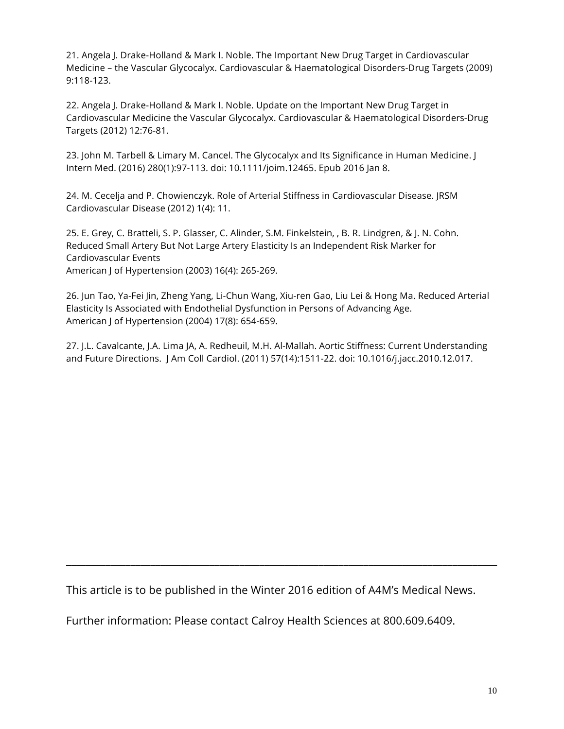21. Angela J. Drake-Holland & Mark I. Noble. The Important New Drug Target in Cardiovascular Medicine – the Vascular Glycocalyx. Cardiovascular & Haematological Disorders-Drug Targets (2009) 9:118-123.

22. Angela J. Drake-Holland & Mark I. Noble. Update on the Important New Drug Target in Cardiovascular Medicine the Vascular Glycocalyx. Cardiovascular & Haematological Disorders-Drug Targets (2012) 12:76-81.

23. John M. Tarbell & Limary M. Cancel. The Glycocalyx and Its Significance in Human Medicine. J Intern Med. (2016) 280(1):97-113. doi: 10.1111/joim.12465. Epub 2016 Jan 8.

24. M. Cecelja and P. Chowienczyk. Role of Arterial Stiffness in Cardiovascular Disease. JRSM Cardiovascular Disease (2012) 1(4): 11.

25. E. Grey, C. Bratteli, S. P. Glasser, C. Alinder, S.M. Finkelstein, , B. R. Lindgren, & J. N. Cohn. Reduced Small Artery But Not Large Artery Elasticity Is an Independent Risk Marker for Cardiovascular Events
American J of Hypertension (2003) 16(4): 265-269.

26. Jun Tao, Ya-Fei Jin, Zheng Yang, Li-Chun Wang, Xiu-ren Gao, Liu Lei & Hong Ma. Reduced Arterial Elasticity Is Associated with Endothelial Dysfunction in Persons of Advancing Age.
American J of Hypertension (2004) 17(8): 654-659.

27. J.L. Cavalcante, J.A. Lima JA, A. Redheuil, M.H. Al-Mallah. Aortic Stiffness: Current Understanding and Future Directions. J Am Coll Cardiol. (2011) 57(14):1511-22. doi: 10.1016/j.jacc.2010.12.017.

---

This article is to be published in the Winter 2016 edition of A4M's Medical News.

Further information: Please contact Calroy Health Sciences at 800.609.6409.